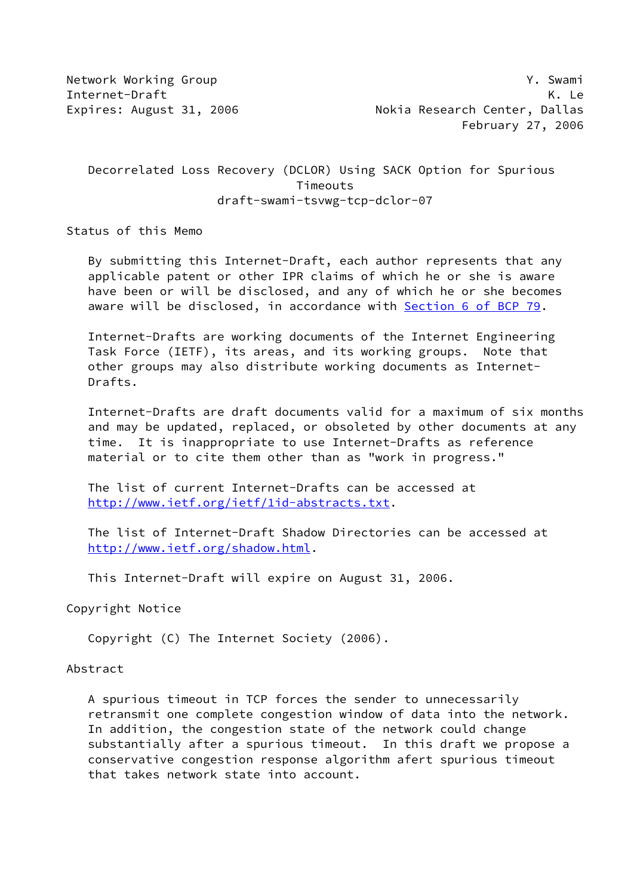Network Working Group Y. Swami
Internet-Draft K. Le
Expires: August 31, 2006 Nokia Research Center, Dallas
February 27, 2006

# Decorrelated Loss Recovery (DCLOR) Using SACK Option for Spurious Timeouts
draft-swami-tsvwg-tcp-dclor-07

## Status of this Memo

By submitting this Internet-Draft, each author represents that any applicable patent or other IPR claims of which he or she is aware have been or will be disclosed, and any of which he or she becomes aware will be disclosed, in accordance with Section 6 of BCP 79.

Internet-Drafts are working documents of the Internet Engineering Task Force (IETF), its areas, and its working groups. Note that other groups may also distribute working documents as Internet-Drafts.

Internet-Drafts are draft documents valid for a maximum of six months and may be updated, replaced, or obsoleted by other documents at any time. It is inappropriate to use Internet-Drafts as reference material or to cite them other than as "work in progress."

The list of current Internet-Drafts can be accessed at http://www.ietf.org/ietf/1id-abstracts.txt.

The list of Internet-Draft Shadow Directories can be accessed at http://www.ietf.org/shadow.html.

This Internet-Draft will expire on August 31, 2006.

## Copyright Notice

Copyright (C) The Internet Society (2006).

## Abstract

A spurious timeout in TCP forces the sender to unnecessarily retransmit one complete congestion window of data into the network. In addition, the congestion state of the network could change substantially after a spurious timeout. In this draft we propose a conservative congestion response algorithm afert spurious timeout that takes network state into account.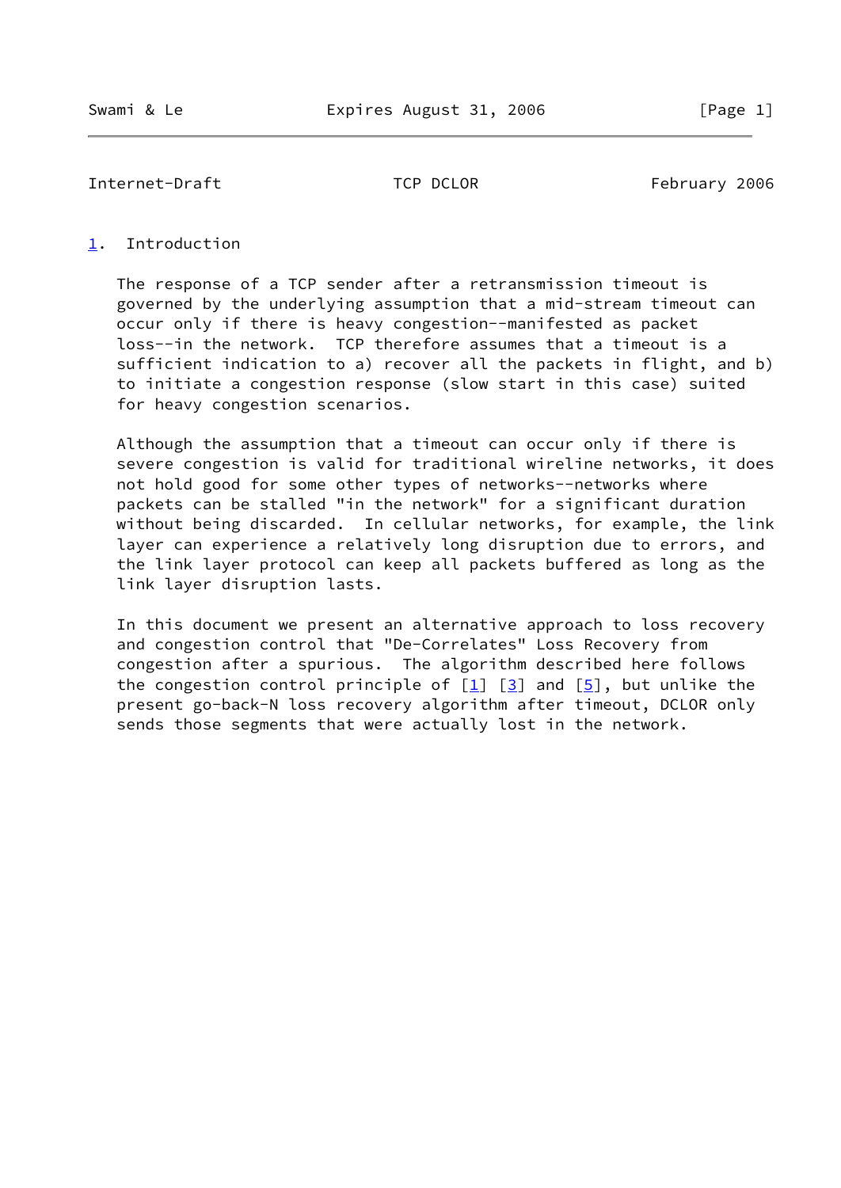## 1. Introduction

The response of a TCP sender after a retransmission timeout is governed by the underlying assumption that a mid-stream timeout can occur only if there is heavy congestion--manifested as packet loss--in the network. TCP therefore assumes that a timeout is a sufficient indication to a) recover all the packets in flight, and b) to initiate a congestion response (slow start in this case) suited for heavy congestion scenarios.

Although the assumption that a timeout can occur only if there is severe congestion is valid for traditional wireline networks, it does not hold good for some other types of networks--networks where packets can be stalled "in the network" for a significant duration without being discarded. In cellular networks, for example, the link layer can experience a relatively long disruption due to errors, and the link layer protocol can keep all packets buffered as long as the link layer disruption lasts.

In this document we present an alternative approach to loss recovery and congestion control that "De-Correlates" Loss Recovery from congestion after a spurious. The algorithm described here follows the congestion control principle of [1] [3] and [5], but unlike the present go-back-N loss recovery algorithm after timeout, DCLOR only sends those segments that were actually lost in the network.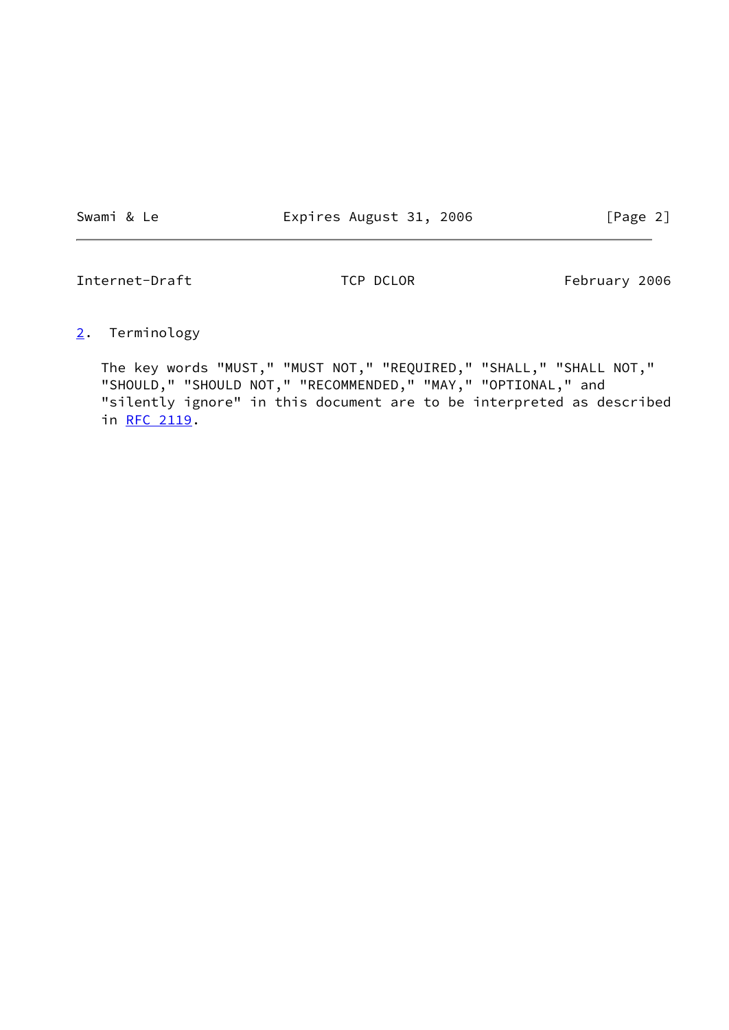## 2. Terminology

The key words "MUST," "MUST NOT," "REQUIRED," "SHALL," "SHALL NOT," "SHOULD," "SHOULD NOT," "RECOMMENDED," "MAY," "OPTIONAL," and "silently ignore" in this document are to be interpreted as described in RFC 2119.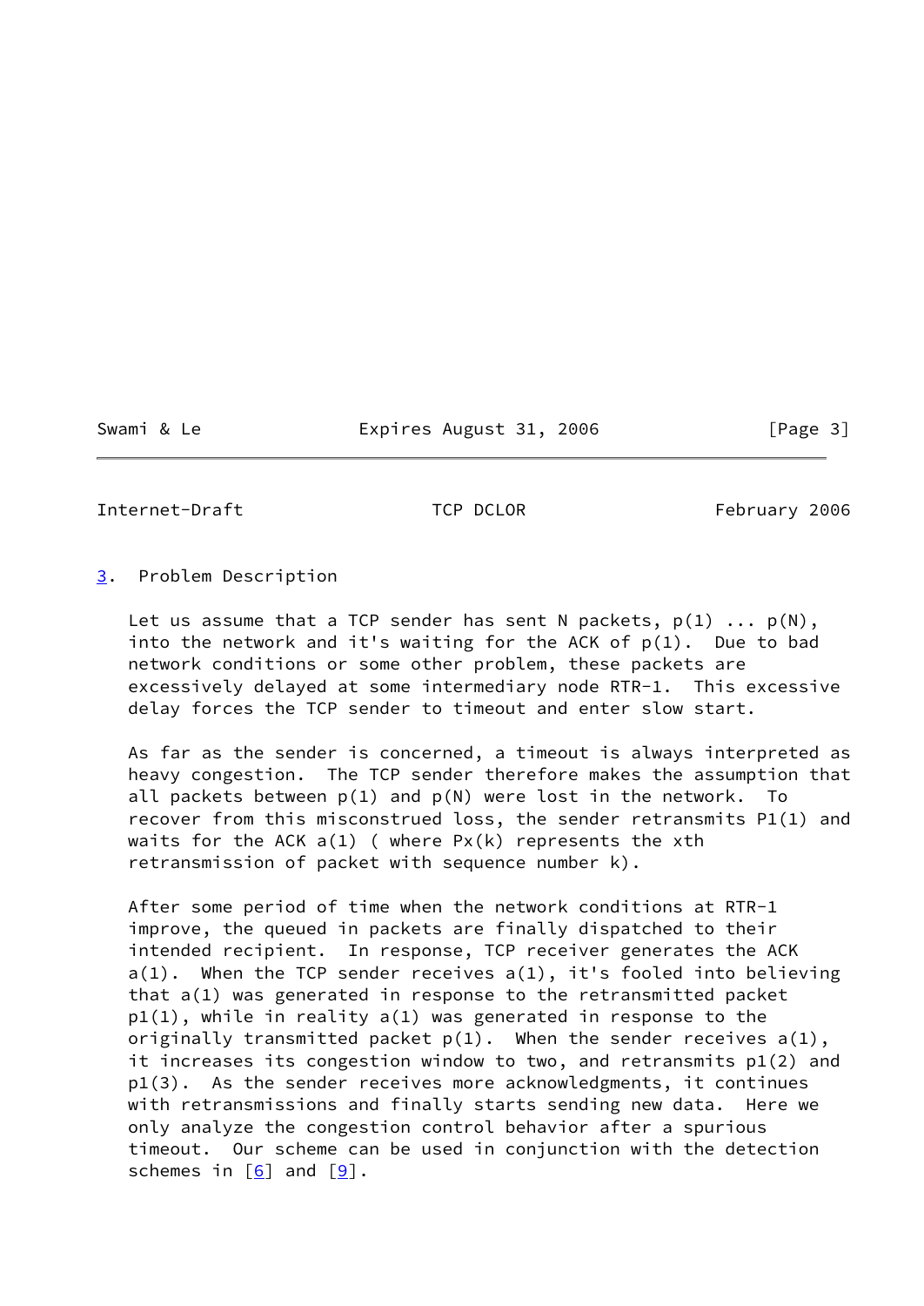## 3. Problem Description

Let us assume that a TCP sender has sent N packets, p(1) ... p(N), into the network and it's waiting for the ACK of p(1). Due to bad network conditions or some other problem, these packets are excessively delayed at some intermediary node RTR-1. This excessive delay forces the TCP sender to timeout and enter slow start.

As far as the sender is concerned, a timeout is always interpreted as heavy congestion. The TCP sender therefore makes the assumption that all packets between p(1) and p(N) were lost in the network. To recover from this misconstrued loss, the sender retransmits P1(1) and waits for the ACK a(1) ( where Px(k) represents the xth retransmission of packet with sequence number k).

After some period of time when the network conditions at RTR-1 improve, the queued in packets are finally dispatched to their intended recipient. In response, TCP receiver generates the ACK a(1). When the TCP sender receives a(1), it's fooled into believing that a(1) was generated in response to the retransmitted packet p1(1), while in reality a(1) was generated in response to the originally transmitted packet p(1). When the sender receives a(1), it increases its congestion window to two, and retransmits p1(2) and p1(3). As the sender receives more acknowledgments, it continues with retransmissions and finally starts sending new data. Here we only analyze the congestion control behavior after a spurious timeout. Our scheme can be used in conjunction with the detection schemes in [6] and [9].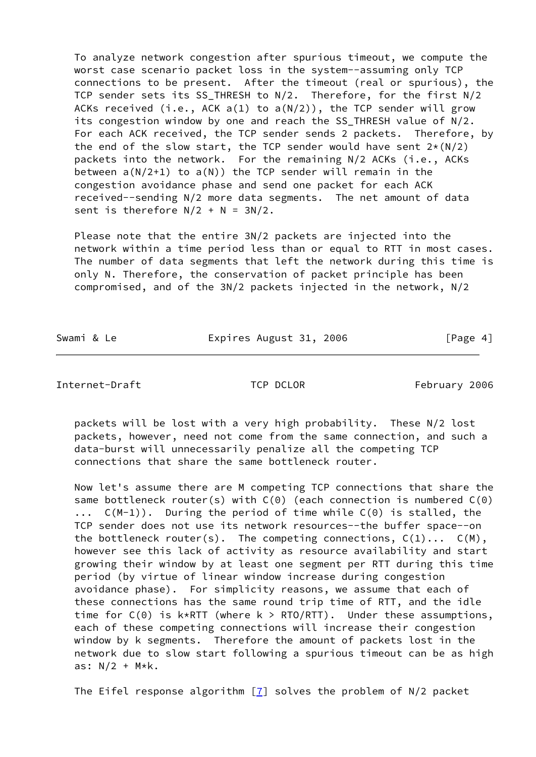To analyze network congestion after spurious timeout, we compute the worst case scenario packet loss in the system--assuming only TCP connections to be present. After the timeout (real or spurious), the TCP sender sets its SS_THRESH to $N/2$. Therefore, for the first $N/2$ ACKs received (i.e., ACK $a(1)$ to $a(N/2)$), the TCP sender will grow its congestion window by one and reach the SS_THRESH value of $N/2$. For each ACK received, the TCP sender sends 2 packets. Therefore, by the end of the slow start, the TCP sender would have sent $2*(N/2)$ packets into the network. For the remaining $N/2$ ACKs (i.e., ACKs between $a(N/2+1)$ to $a(N)$) the TCP sender will remain in the congestion avoidance phase and send one packet for each ACK received--sending $N/2$ more data segments. The net amount of data sent is therefore $N/2 + N = 3N/2$.

Please note that the entire $3N/2$ packets are injected into the network within a time period less than or equal to RTT in most cases. The number of data segments that left the network during this time is only N. Therefore, the conservation of packet principle has been compromised, and of the $3N/2$ packets injected in the network, $N/2$ packets will be lost with a very high probability. These $N/2$ lost packets, however, need not come from the same connection, and such a data-burst will unnecessarily penalize all the competing TCP connections that share the same bottleneck router.

Now let's assume there are M competing TCP connections that share the same bottleneck router(s) with $C(0)$ (each connection is numbered $C(0)$ ... $C(M-1)$). During the period of time while $C(0)$ is stalled, the TCP sender does not use its network resources--the buffer space--on the bottleneck router(s). The competing connections, $C(1)$... $C(M)$, however see this lack of activity as resource availability and start growing their window by at least one segment per RTT during this time period (by virtue of linear window increase during congestion avoidance phase). For simplicity reasons, we assume that each of these connections has the same round trip time of RTT, and the idle time for $C(0)$ is $k*RTT$ (where $k > RTO/RTT$). Under these assumptions, each of these competing connections will increase their congestion window by k segments. Therefore the amount of packets lost in the network due to slow start following a spurious timeout can be as high as: $N/2 + M*k$.

The Eifel response algorithm [7] solves the problem of $N/2$ packet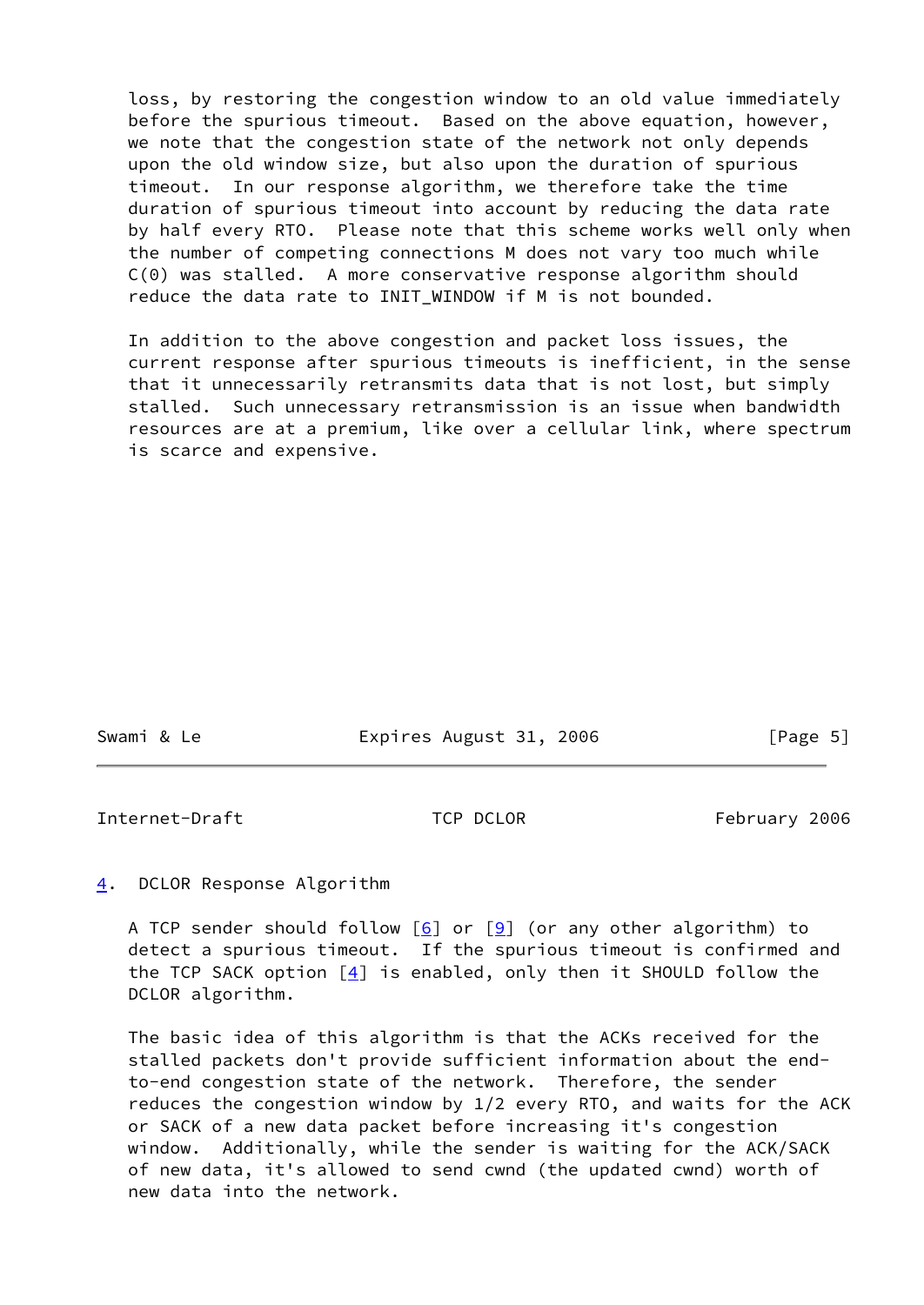loss, by restoring the congestion window to an old value immediately before the spurious timeout. Based on the above equation, however, we note that the congestion state of the network not only depends upon the old window size, but also upon the duration of spurious timeout. In our response algorithm, we therefore take the time duration of spurious timeout into account by reducing the data rate by half every RTO. Please note that this scheme works well only when the number of competing connections M does not vary too much while C(0) was stalled. A more conservative response algorithm should reduce the data rate to INIT_WINDOW if M is not bounded.

In addition to the above congestion and packet loss issues, the current response after spurious timeouts is inefficient, in the sense that it unnecessarily retransmits data that is not lost, but simply stalled. Such unnecessary retransmission is an issue when bandwidth resources are at a premium, like over a cellular link, where spectrum is scarce and expensive.

## 4. DCLOR Response Algorithm

A TCP sender should follow [6] or [9] (or any other algorithm) to detect a spurious timeout. If the spurious timeout is confirmed and the TCP SACK option [4] is enabled, only then it SHOULD follow the DCLOR algorithm.

The basic idea of this algorithm is that the ACKs received for the stalled packets don't provide sufficient information about the end-to-end congestion state of the network. Therefore, the sender reduces the congestion window by 1/2 every RTO, and waits for the ACK or SACK of a new data packet before increasing it's congestion window. Additionally, while the sender is waiting for the ACK/SACK of new data, it's allowed to send cwnd (the updated cwnd) worth of new data into the network.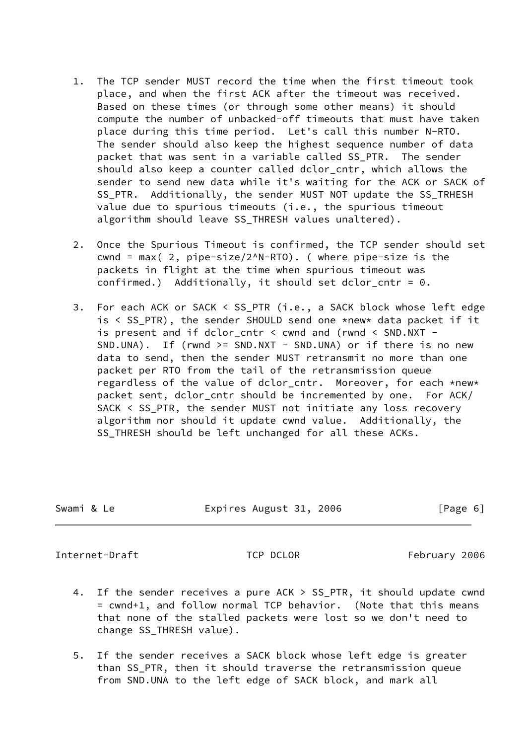1. The TCP sender MUST record the time when the first timeout took place, and when the first ACK after the timeout was received. Based on these times (or through some other means) it should compute the number of unbacked-off timeouts that must have taken place during this time period. Let's call this number N-RTO. The sender should also keep the highest sequence number of data packet that was sent in a variable called SS_PTR. The sender should also keep a counter called dclor_cntr, which allows the sender to send new data while it's waiting for the ACK or SACK of SS_PTR. Additionally, the sender MUST NOT update the SS_TRHESH value due to spurious timeouts (i.e., the spurious timeout algorithm should leave SS_THRESH values unaltered).

2. Once the Spurious Timeout is confirmed, the TCP sender should set cwnd = max( 2, pipe-size/2^N-RTO). ( where pipe-size is the packets in flight at the time when spurious timeout was confirmed.) Additionally, it should set dclor_cntr = 0.

3. For each ACK or SACK < SS_PTR (i.e., a SACK block whose left edge is < SS_PTR), the sender SHOULD send one *new* data packet if it is present and if dclor_cntr < cwnd and (rwnd < SND.NXT - SND.UNA). If (rwnd >= SND.NXT - SND.UNA) or if there is no new data to send, then the sender MUST retransmit no more than one packet per RTO from the tail of the retransmission queue regardless of the value of dclor_cntr. Moreover, for each *new* packet sent, dclor_cntr should be incremented by one. For ACK/SACK < SS_PTR, the sender MUST not initiate any loss recovery algorithm nor should it update cwnd value. Additionally, the SS_THRESH should be left unchanged for all these ACKs.

4. If the sender receives a pure ACK > SS_PTR, it should update cwnd = cwnd+1, and follow normal TCP behavior. (Note that this means that none of the stalled packets were lost so we don't need to change SS_THRESH value).

5. If the sender receives a SACK block whose left edge is greater than SS_PTR, then it should traverse the retransmission queue from SND.UNA to the left edge of SACK block, and mark all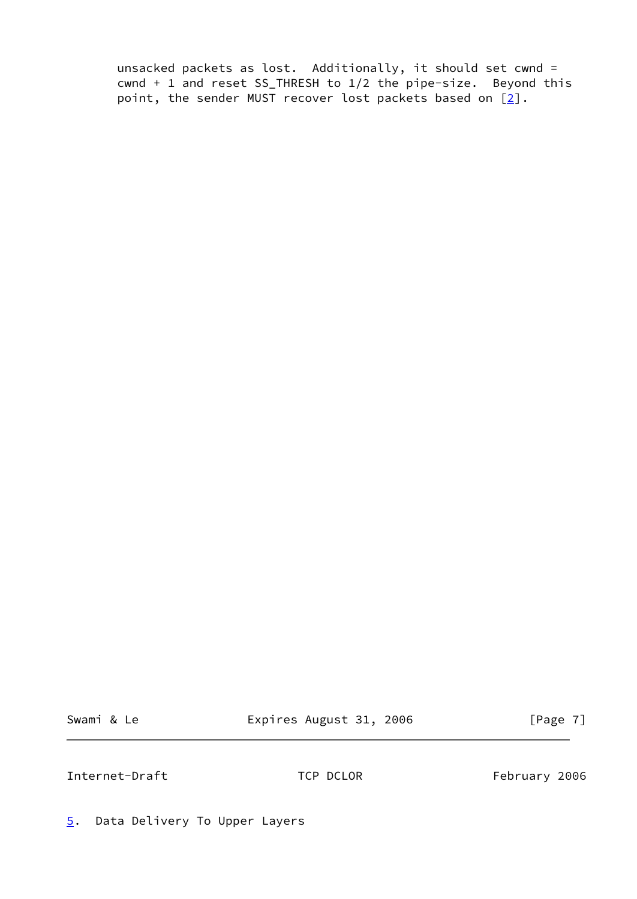unsacked packets as lost. Additionally, it should set cwnd = cwnd + 1 and reset SS_THRESH to 1/2 the pipe-size. Beyond this point, the sender MUST recover lost packets based on [2].

## 5. Data Delivery To Upper Layers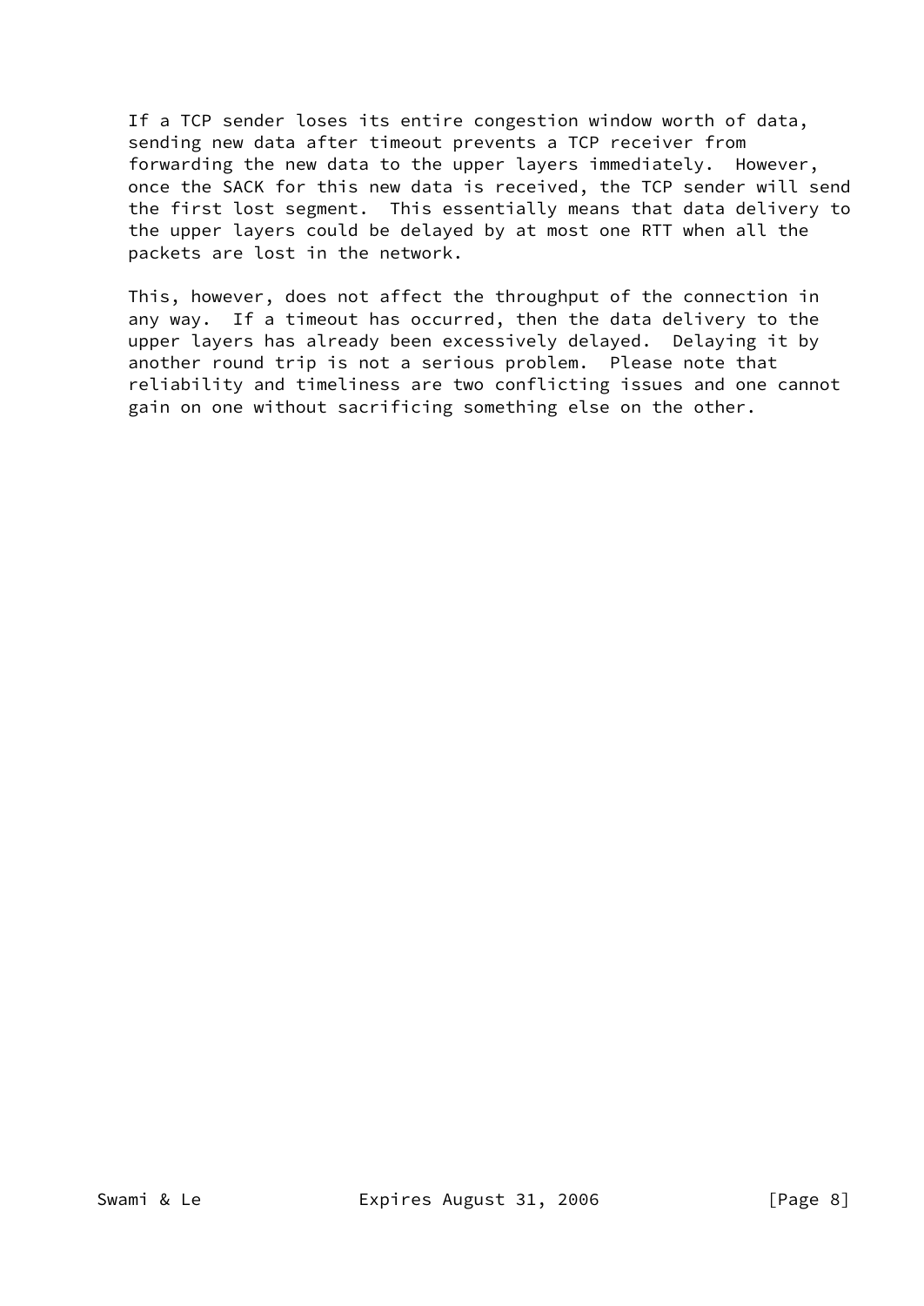If a TCP sender loses its entire congestion window worth of data, sending new data after timeout prevents a TCP receiver from forwarding the new data to the upper layers immediately. However, once the SACK for this new data is received, the TCP sender will send the first lost segment. This essentially means that data delivery to the upper layers could be delayed by at most one RTT when all the packets are lost in the network.

This, however, does not affect the throughput of the connection in any way. If a timeout has occurred, then the data delivery to the upper layers has already been excessively delayed. Delaying it by another round trip is not a serious problem. Please note that reliability and timeliness are two conflicting issues and one cannot gain on one without sacrificing something else on the other.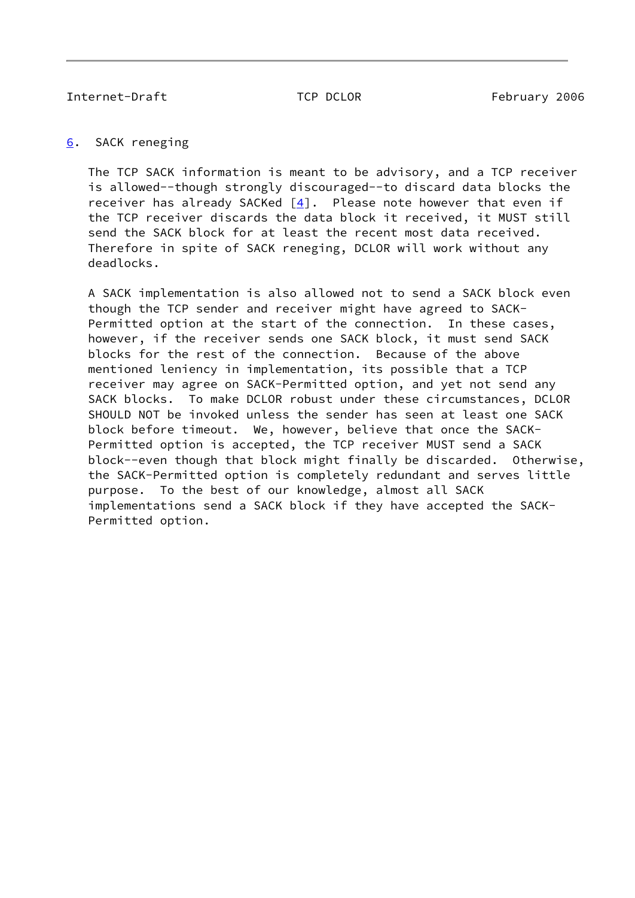## 6. SACK reneging

The TCP SACK information is meant to be advisory, and a TCP receiver is allowed--though strongly discouraged--to discard data blocks the receiver has already SACKed [4]. Please note however that even if the TCP receiver discards the data block it received, it MUST still send the SACK block for at least the recent most data received. Therefore in spite of SACK reneging, DCLOR will work without any deadlocks.

A SACK implementation is also allowed not to send a SACK block even though the TCP sender and receiver might have agreed to SACK-Permitted option at the start of the connection. In these cases, however, if the receiver sends one SACK block, it must send SACK blocks for the rest of the connection. Because of the above mentioned leniency in implementation, its possible that a TCP receiver may agree on SACK-Permitted option, and yet not send any SACK blocks. To make DCLOR robust under these circumstances, DCLOR SHOULD NOT be invoked unless the sender has seen at least one SACK block before timeout. We, however, believe that once the SACK-Permitted option is accepted, the TCP receiver MUST send a SACK block--even though that block might finally be discarded. Otherwise, the SACK-Permitted option is completely redundant and serves little purpose. To the best of our knowledge, almost all SACK implementations send a SACK block if they have accepted the SACK-Permitted option.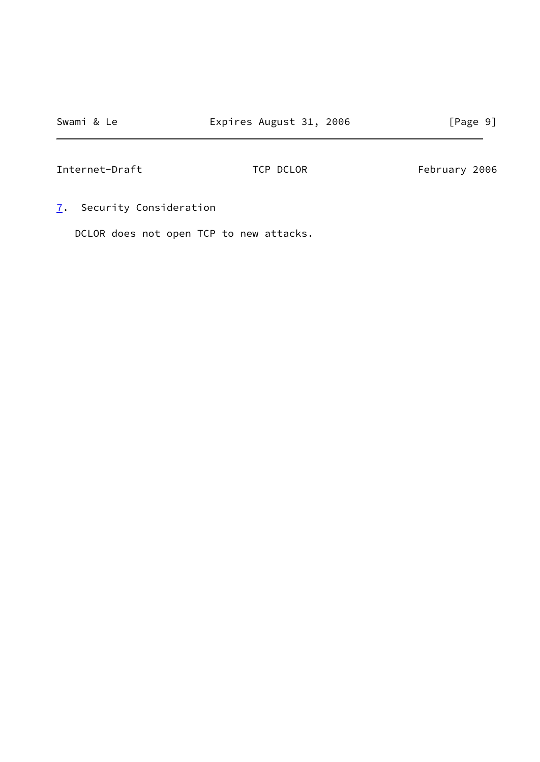## 7. Security Consideration

DCLOR does not open TCP to new attacks.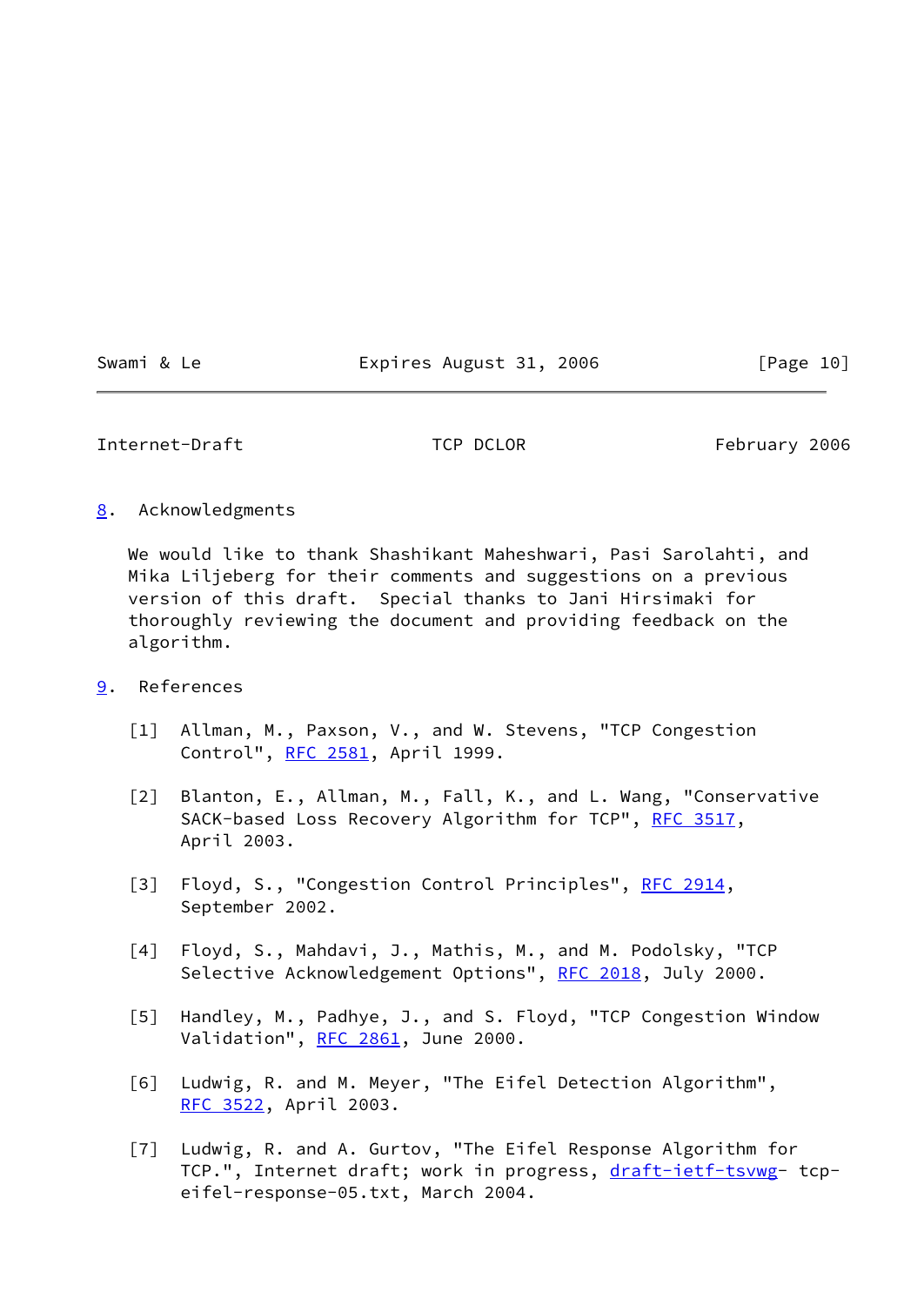## 8. Acknowledgments

We would like to thank Shashikant Maheshwari, Pasi Sarolahti, and Mika Liljeberg for their comments and suggestions on a previous version of this draft. Special thanks to Jani Hirsimaki for thoroughly reviewing the document and providing feedback on the algorithm.

## 9. References

[1] Allman, M., Paxson, V., and W. Stevens, "TCP Congestion Control", RFC 2581, April 1999.

[2] Blanton, E., Allman, M., Fall, K., and L. Wang, "Conservative SACK-based Loss Recovery Algorithm for TCP", RFC 3517, April 2003.

[3] Floyd, S., "Congestion Control Principles", RFC 2914, September 2002.

[4] Floyd, S., Mahdavi, J., Mathis, M., and M. Podolsky, "TCP Selective Acknowledgement Options", RFC 2018, July 2000.

[5] Handley, M., Padhye, J., and S. Floyd, "TCP Congestion Window Validation", RFC 2861, June 2000.

[6] Ludwig, R. and M. Meyer, "The Eifel Detection Algorithm", RFC 3522, April 2003.

[7] Ludwig, R. and A. Gurtov, "The Eifel Response Algorithm for TCP.", Internet draft; work in progress, draft-ietf-tsvwg- tcp-eifel-response-05.txt, March 2004.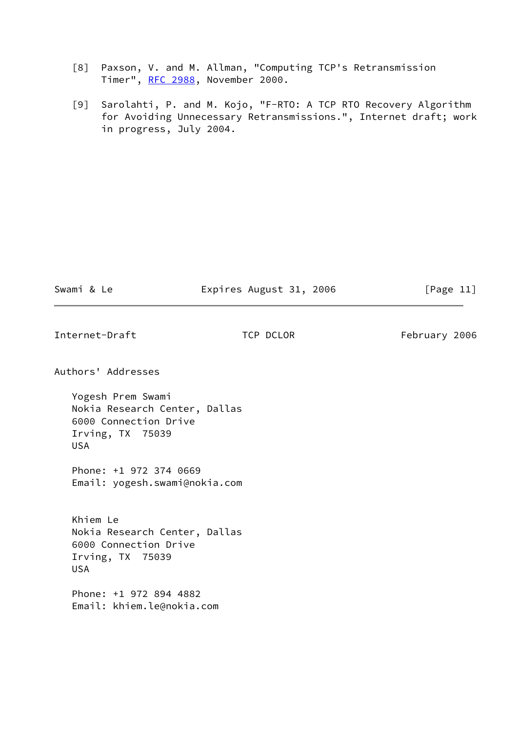[8] Paxson, V. and M. Allman, "Computing TCP's Retransmission Timer", RFC 2988, November 2000.

[9] Sarolahti, P. and M. Kojo, "F-RTO: A TCP RTO Recovery Algorithm for Avoiding Unnecessary Retransmissions.", Internet draft; work in progress, July 2004.

## Authors' Addresses

Yogesh Prem Swami
Nokia Research Center, Dallas
6000 Connection Drive
Irving, TX 75039
USA

Phone: +1 972 374 0669
Email: yogesh.swami@nokia.com

Khiem Le
Nokia Research Center, Dallas
6000 Connection Drive
Irving, TX 75039
USA

Phone: +1 972 894 4882
Email: khiem.le@nokia.com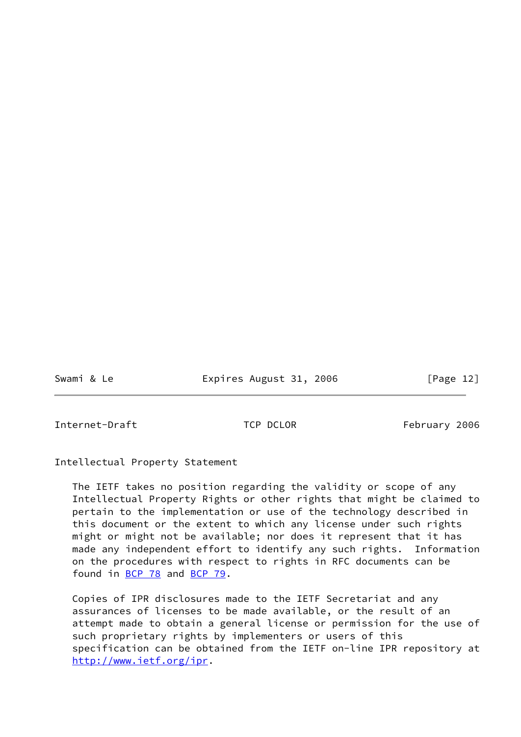## Intellectual Property Statement

The IETF takes no position regarding the validity or scope of any Intellectual Property Rights or other rights that might be claimed to pertain to the implementation or use of the technology described in this document or the extent to which any license under such rights might or might not be available; nor does it represent that it has made any independent effort to identify any such rights. Information on the procedures with respect to rights in RFC documents can be found in BCP 78 and BCP 79.

Copies of IPR disclosures made to the IETF Secretariat and any assurances of licenses to be made available, or the result of an attempt made to obtain a general license or permission for the use of such proprietary rights by implementers or users of this specification can be obtained from the IETF on-line IPR repository at http://www.ietf.org/ipr.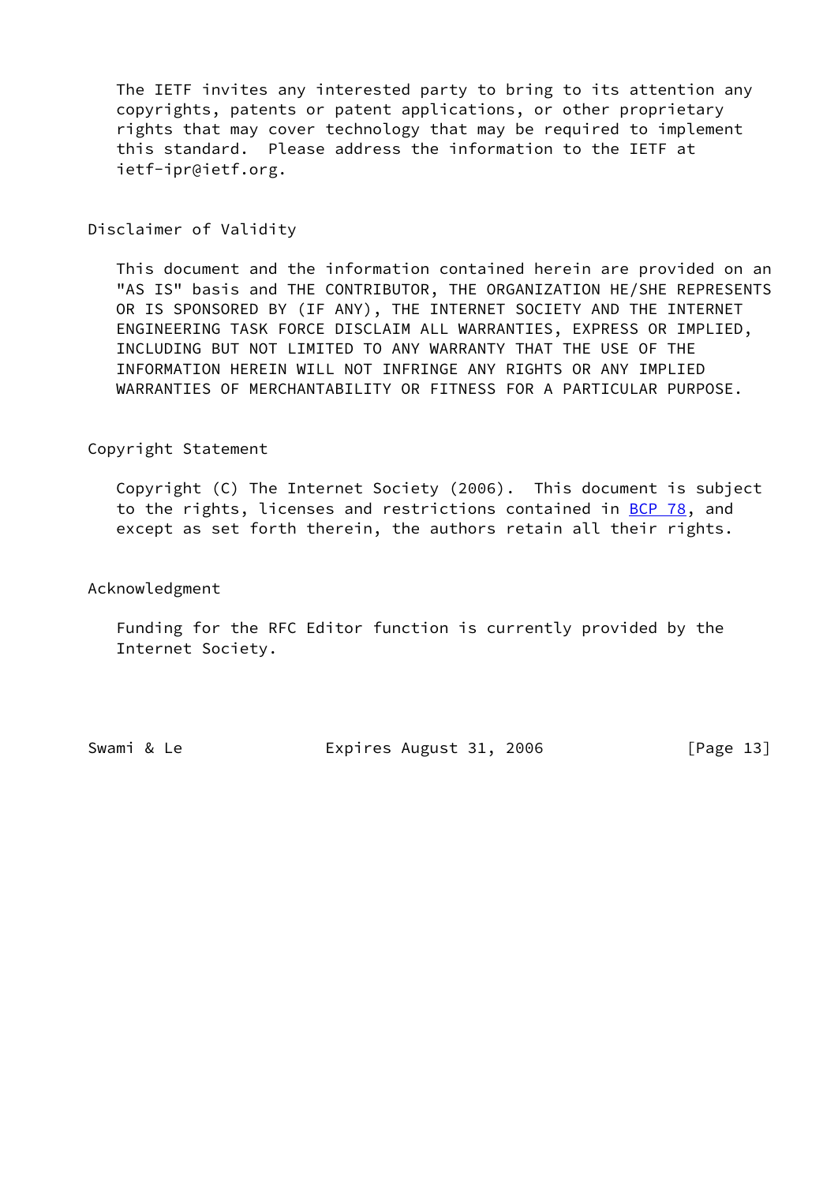The IETF invites any interested party to bring to its attention any copyrights, patents or patent applications, or other proprietary rights that may cover technology that may be required to implement this standard. Please address the information to the IETF at ietf-ipr@ietf.org.

## Disclaimer of Validity

This document and the information contained herein are provided on an "AS IS" basis and THE CONTRIBUTOR, THE ORGANIZATION HE/SHE REPRESENTS OR IS SPONSORED BY (IF ANY), THE INTERNET SOCIETY AND THE INTERNET ENGINEERING TASK FORCE DISCLAIM ALL WARRANTIES, EXPRESS OR IMPLIED, INCLUDING BUT NOT LIMITED TO ANY WARRANTY THAT THE USE OF THE INFORMATION HEREIN WILL NOT INFRINGE ANY RIGHTS OR ANY IMPLIED WARRANTIES OF MERCHANTABILITY OR FITNESS FOR A PARTICULAR PURPOSE.

## Copyright Statement

Copyright (C) The Internet Society (2006). This document is subject to the rights, licenses and restrictions contained in BCP 78, and except as set forth therein, the authors retain all their rights.

## Acknowledgment

Funding for the RFC Editor function is currently provided by the Internet Society.